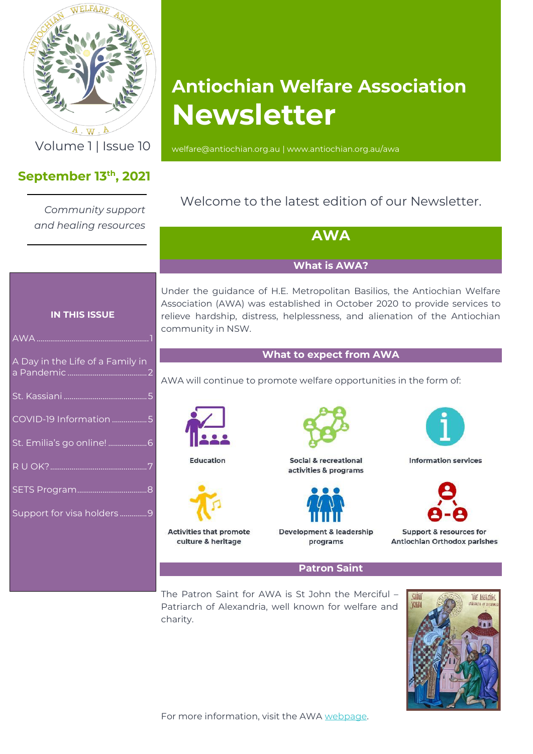# Antiochian Welfare Association Newsletter

welfare@antiochian.org.au | www.antiochian.org.au/awa

Volume 1 | Issue 10

**September 13th, 2021**

*Community support and healing resources*

**IN THIS ISSUE**

- AWA ....... 1
- A Day in the Life of a Family in a Pandemic ....... 2
- St. Kassiani ....... 5
- COVID-19 Information ....... 5
- St. Emilia's go online! ....... 6
- R U OK? ....... 7
- SETS Program ....... 8
- Support for visa holders ....... 9

Welcome to the latest edition of our Newsletter.

## AWA

### What is AWA?

Under the guidance of H.E. Metropolitan Basilios, the Antiochian Welfare Association (AWA) was established in October 2020 to provide services to relieve hardship, distress, helplessness, and alienation of the Antiochian community in NSW.

### What to expect from AWA

AWA will continue to promote welfare opportunities in the form of:

- Education
- Social & recreational activities & programs
- Information services
- Activities that promote culture & heritage
- Development & leadership programs
- Support & resources for Antiochian Orthodox parishes

### Patron Saint

The Patron Saint for AWA is St John the Merciful – Patriarch of Alexandria, well known for welfare and charity.

For more information, visit the AWA webpage.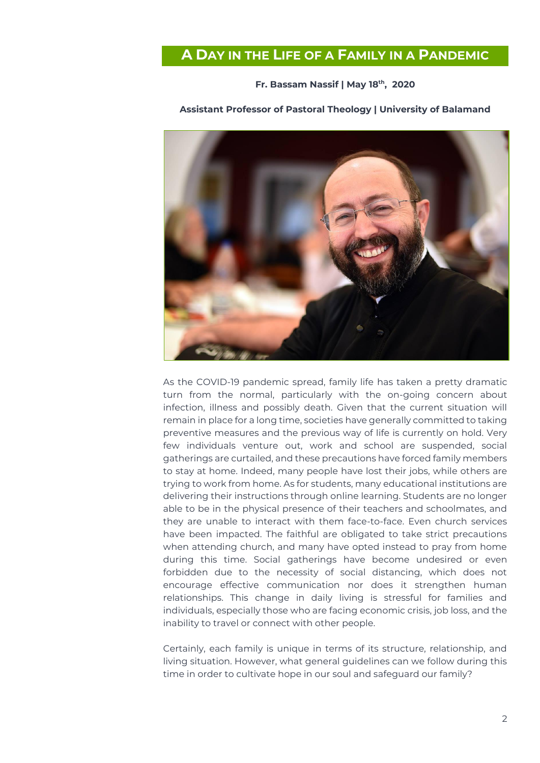# A Day in the Life of a Family in a Pandemic

**Fr. Bassam Nassif | May 18th, 2020**

**Assistant Professor of Pastoral Theology | University of Balamand**

As the COVID-19 pandemic spread, family life has taken a pretty dramatic turn from the normal, particularly with the on-going concern about infection, illness and possibly death. Given that the current situation will remain in place for a long time, societies have generally committed to taking preventive measures and the previous way of life is currently on hold. Very few individuals venture out, work and school are suspended, social gatherings are curtailed, and these precautions have forced family members to stay at home. Indeed, many people have lost their jobs, while others are trying to work from home. As for students, many educational institutions are delivering their instructions through online learning. Students are no longer able to be in the physical presence of their teachers and schoolmates, and they are unable to interact with them face-to-face. Even church services have been impacted. The faithful are obligated to take strict precautions when attending church, and many have opted instead to pray from home during this time. Social gatherings have become undesired or even forbidden due to the necessity of social distancing, which does not encourage effective communication nor does it strengthen human relationships. This change in daily living is stressful for families and individuals, especially those who are facing economic crisis, job loss, and the inability to travel or connect with other people.

Certainly, each family is unique in terms of its structure, relationship, and living situation. However, what general guidelines can we follow during this time in order to cultivate hope in our soul and safeguard our family?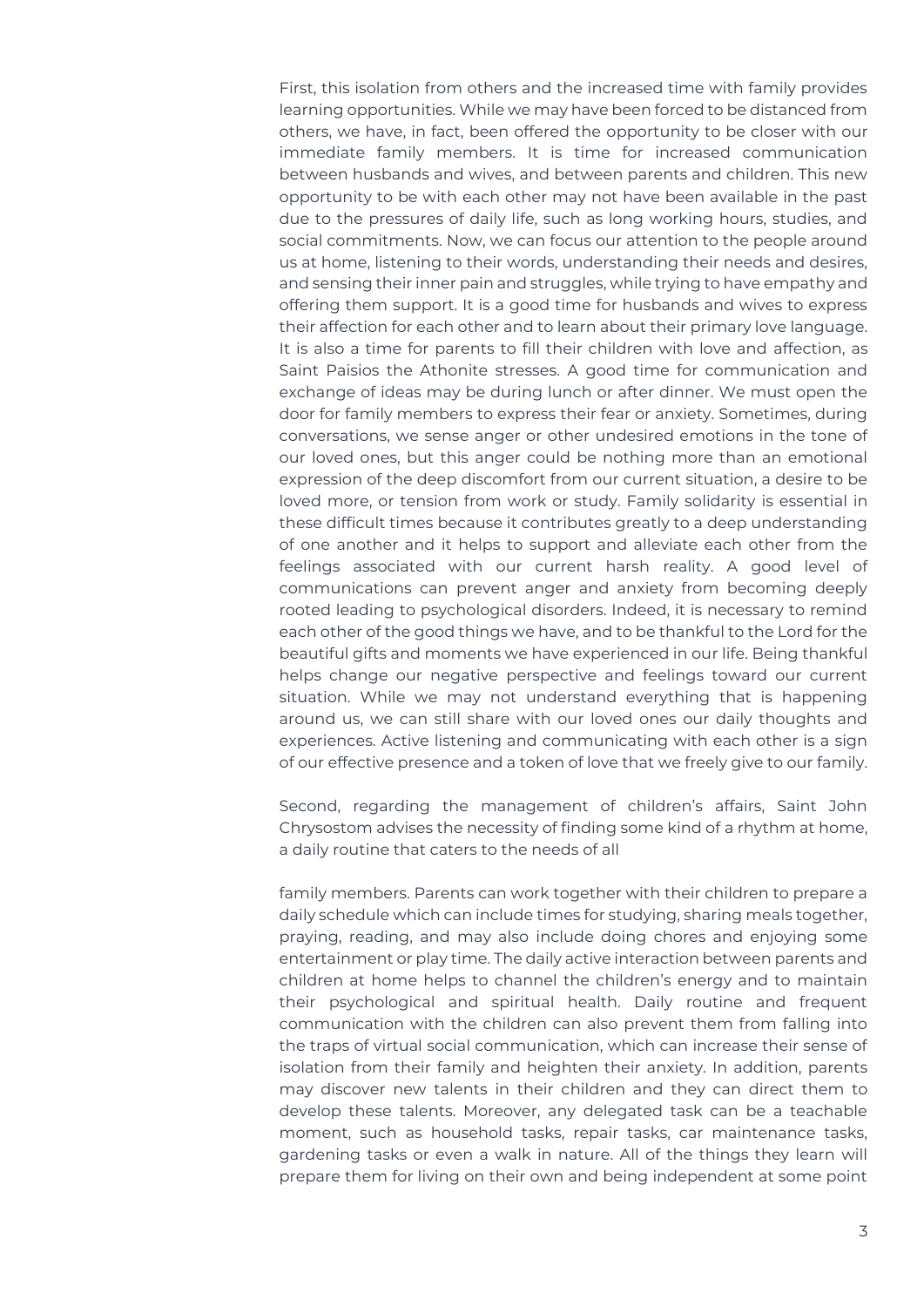First, this isolation from others and the increased time with family provides learning opportunities. While we may have been forced to be distanced from others, we have, in fact, been offered the opportunity to be closer with our immediate family members. It is time for increased communication between husbands and wives, and between parents and children. This new opportunity to be with each other may not have been available in the past due to the pressures of daily life, such as long working hours, studies, and social commitments. Now, we can focus our attention to the people around us at home, listening to their words, understanding their needs and desires, and sensing their inner pain and struggles, while trying to have empathy and offering them support. It is a good time for husbands and wives to express their affection for each other and to learn about their primary love language. It is also a time for parents to fill their children with love and affection, as Saint Paisios the Athonite stresses. A good time for communication and exchange of ideas may be during lunch or after dinner. We must open the door for family members to express their fear or anxiety. Sometimes, during conversations, we sense anger or other undesired emotions in the tone of our loved ones, but this anger could be nothing more than an emotional expression of the deep discomfort from our current situation, a desire to be loved more, or tension from work or study. Family solidarity is essential in these difficult times because it contributes greatly to a deep understanding of one another and it helps to support and alleviate each other from the feelings associated with our current harsh reality. A good level of communications can prevent anger and anxiety from becoming deeply rooted leading to psychological disorders. Indeed, it is necessary to remind each other of the good things we have, and to be thankful to the Lord for the beautiful gifts and moments we have experienced in our life. Being thankful helps change our negative perspective and feelings toward our current situation. While we may not understand everything that is happening around us, we can still share with our loved ones our daily thoughts and experiences. Active listening and communicating with each other is a sign of our effective presence and a token of love that we freely give to our family.

Second, regarding the management of children's affairs, Saint John Chrysostom advises the necessity of finding some kind of a rhythm at home, a daily routine that caters to the needs of all family members. Parents can work together with their children to prepare a daily schedule which can include times for studying, sharing meals together, praying, reading, and may also include doing chores and enjoying some entertainment or play time. The daily active interaction between parents and children at home helps to channel the children's energy and to maintain their psychological and spiritual health. Daily routine and frequent communication with the children can also prevent them from falling into the traps of virtual social communication, which can increase their sense of isolation from their family and heighten their anxiety. In addition, parents may discover new talents in their children and they can direct them to develop these talents. Moreover, any delegated task can be a teachable moment, such as household tasks, repair tasks, car maintenance tasks, gardening tasks or even a walk in nature. All of the things they learn will prepare them for living on their own and being independent at some point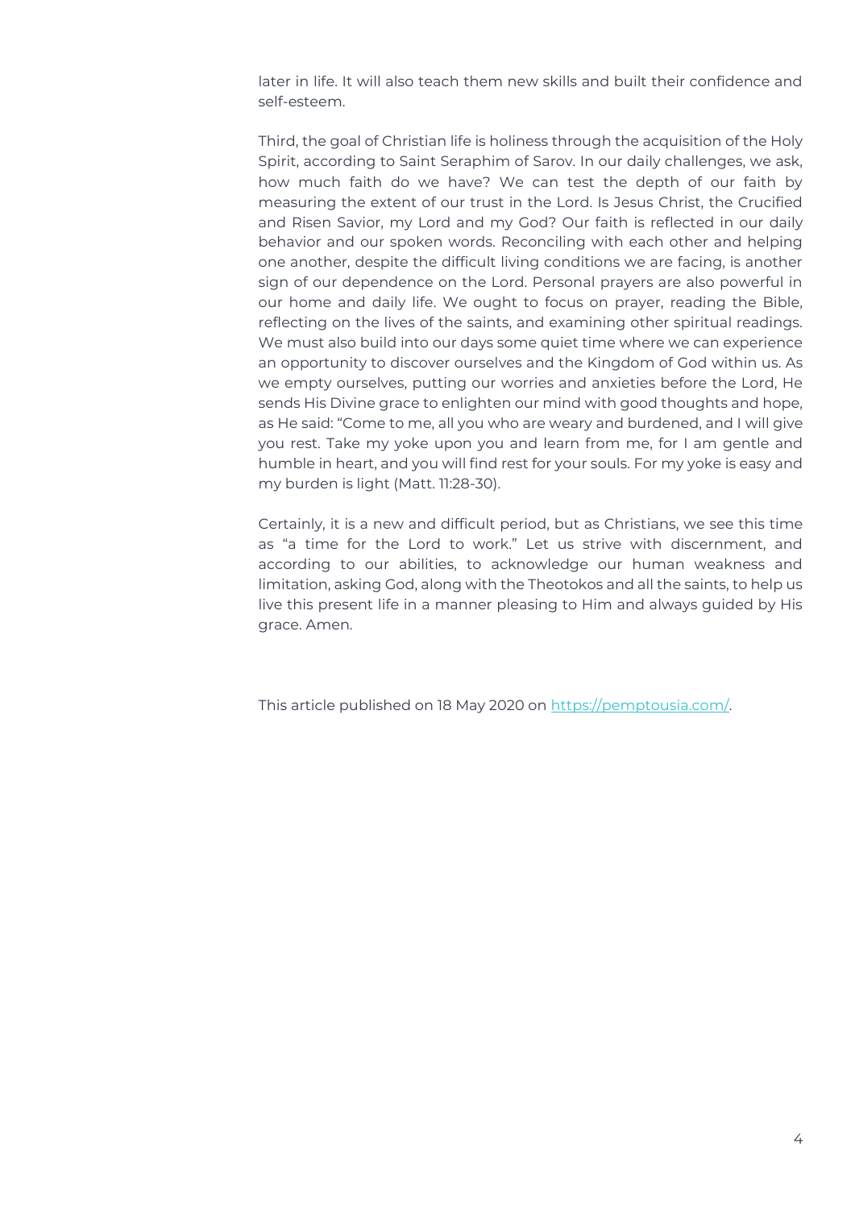later in life. It will also teach them new skills and built their confidence and self-esteem.

Third, the goal of Christian life is holiness through the acquisition of the Holy Spirit, according to Saint Seraphim of Sarov. In our daily challenges, we ask, how much faith do we have? We can test the depth of our faith by measuring the extent of our trust in the Lord. Is Jesus Christ, the Crucified and Risen Savior, my Lord and my God? Our faith is reflected in our daily behavior and our spoken words. Reconciling with each other and helping one another, despite the difficult living conditions we are facing, is another sign of our dependence on the Lord. Personal prayers are also powerful in our home and daily life. We ought to focus on prayer, reading the Bible, reflecting on the lives of the saints, and examining other spiritual readings. We must also build into our days some quiet time where we can experience an opportunity to discover ourselves and the Kingdom of God within us. As we empty ourselves, putting our worries and anxieties before the Lord, He sends His Divine grace to enlighten our mind with good thoughts and hope, as He said: "Come to me, all you who are weary and burdened, and I will give you rest. Take my yoke upon you and learn from me, for I am gentle and humble in heart, and you will find rest for your souls. For my yoke is easy and my burden is light (Matt. 11:28-30).

Certainly, it is a new and difficult period, but as Christians, we see this time as "a time for the Lord to work." Let us strive with discernment, and according to our abilities, to acknowledge our human weakness and limitation, asking God, along with the Theotokos and all the saints, to help us live this present life in a manner pleasing to Him and always guided by His grace. Amen.

This article published on 18 May 2020 on [https://pemptousia.com/](https://pemptousia.com/).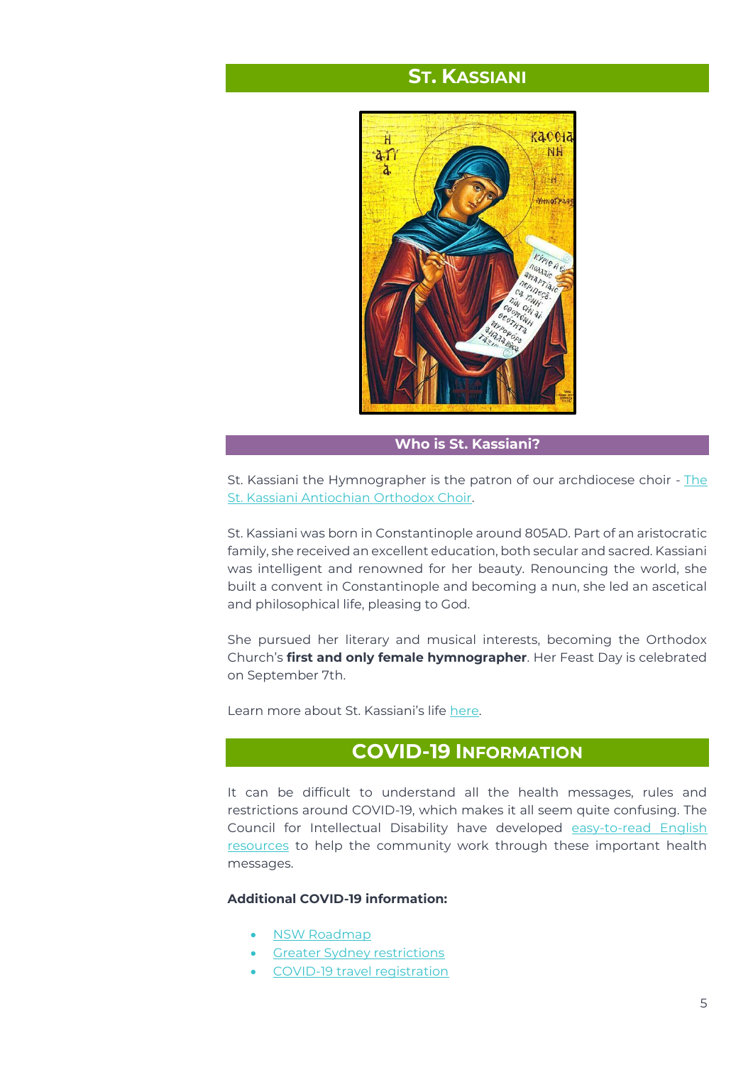## St. Kassiani

### Who is St. Kassiani?

St. Kassiani the Hymnographer is the patron of our archdiocese choir - The St. Kassiani Antiochian Orthodox Choir.

St. Kassiani was born in Constantinople around 805AD. Part of an aristocratic family, she received an excellent education, both secular and sacred. Kassiani was intelligent and renowned for her beauty. Renouncing the world, she built a convent in Constantinople and becoming a nun, she led an ascetical and philosophical life, pleasing to God.

She pursued her literary and musical interests, becoming the Orthodox Church's **first and only female hymnographer**. Her Feast Day is celebrated on September 7th.

Learn more about St. Kassiani's life here.

## COVID-19 Information

It can be difficult to understand all the health messages, rules and restrictions around COVID-19, which makes it all seem quite confusing. The Council for Intellectual Disability have developed easy-to-read English resources to help the community work through these important health messages.

**Additional COVID-19 information:**

- NSW Roadmap
- Greater Sydney restrictions
- COVID-19 travel registration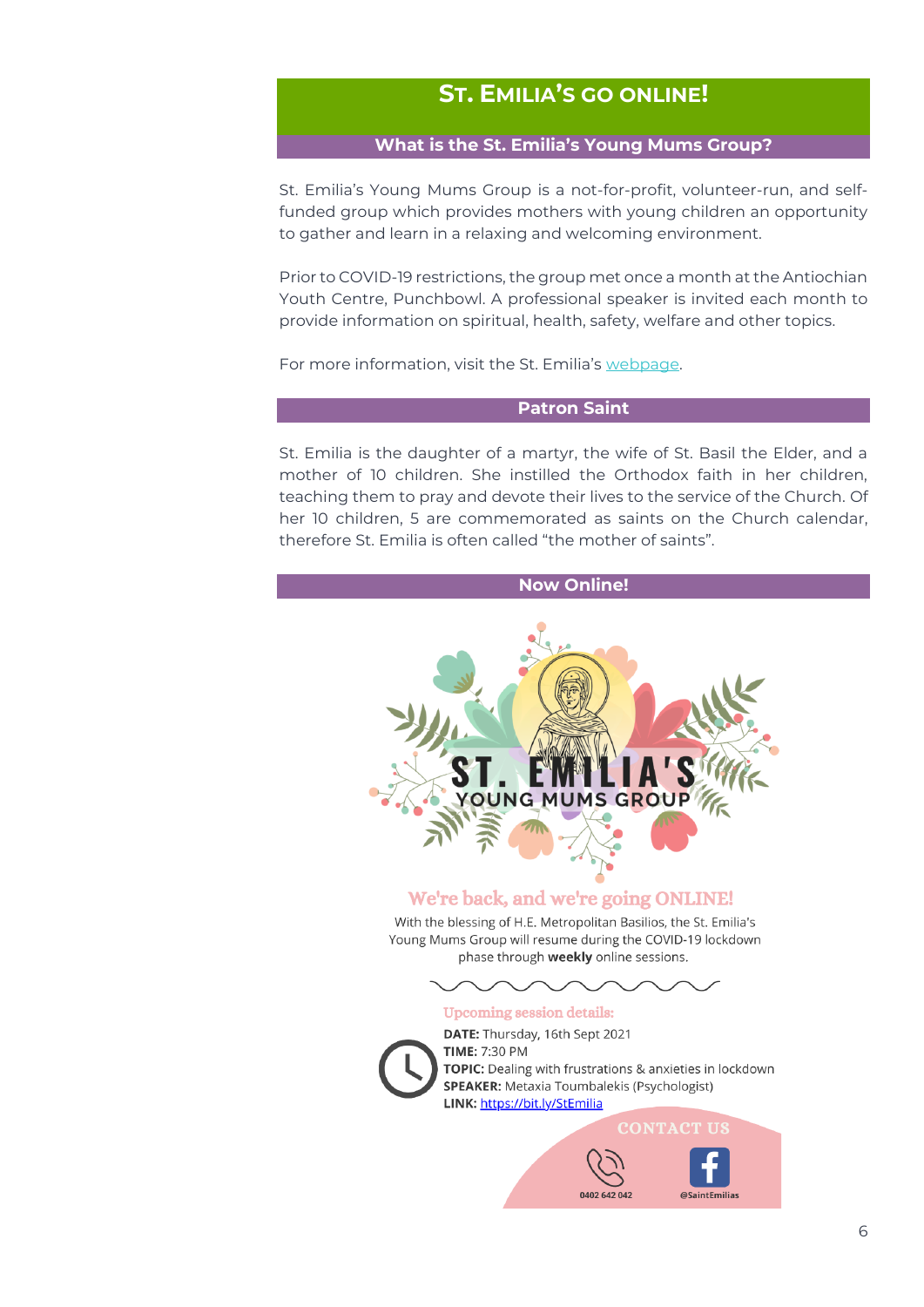# ST. EMILIA'S GO ONLINE!

## What is the St. Emilia's Young Mums Group?

St. Emilia's Young Mums Group is a not-for-profit, volunteer-run, and self-funded group which provides mothers with young children an opportunity to gather and learn in a relaxing and welcoming environment.

Prior to COVID-19 restrictions, the group met once a month at the Antiochian Youth Centre, Punchbowl. A professional speaker is invited each month to provide information on spiritual, health, safety, welfare and other topics.

For more information, visit the St. Emilia's webpage.

## Patron Saint

St. Emilia is the daughter of a martyr, the wife of St. Basil the Elder, and a mother of 10 children. She instilled the Orthodox faith in her children, teaching them to pray and devote their lives to the service of the Church. Of her 10 children, 5 are commemorated as saints on the Church calendar, therefore St. Emilia is often called "the mother of saints".

## Now Online!

ST. EMILIA'S
YOUNG MUMS GROUP

### We're back, and we're going ONLINE!

With the blessing of H.E. Metropolitan Basilios, the St. Emilia's Young Mums Group will resume during the COVID-19 lockdown phase through **weekly** online sessions.

**Upcoming session details:**

**DATE:** Thursday, 16th Sept 2021
**TIME:** 7:30 PM
**TOPIC:** Dealing with frustrations & anxieties in lockdown
**SPEAKER:** Metaxia Toumbalekis (Psychologist)
**LINK:** https://bit.ly/StEmilia

**CONTACT US**

0402 642 042

@SaintEmilias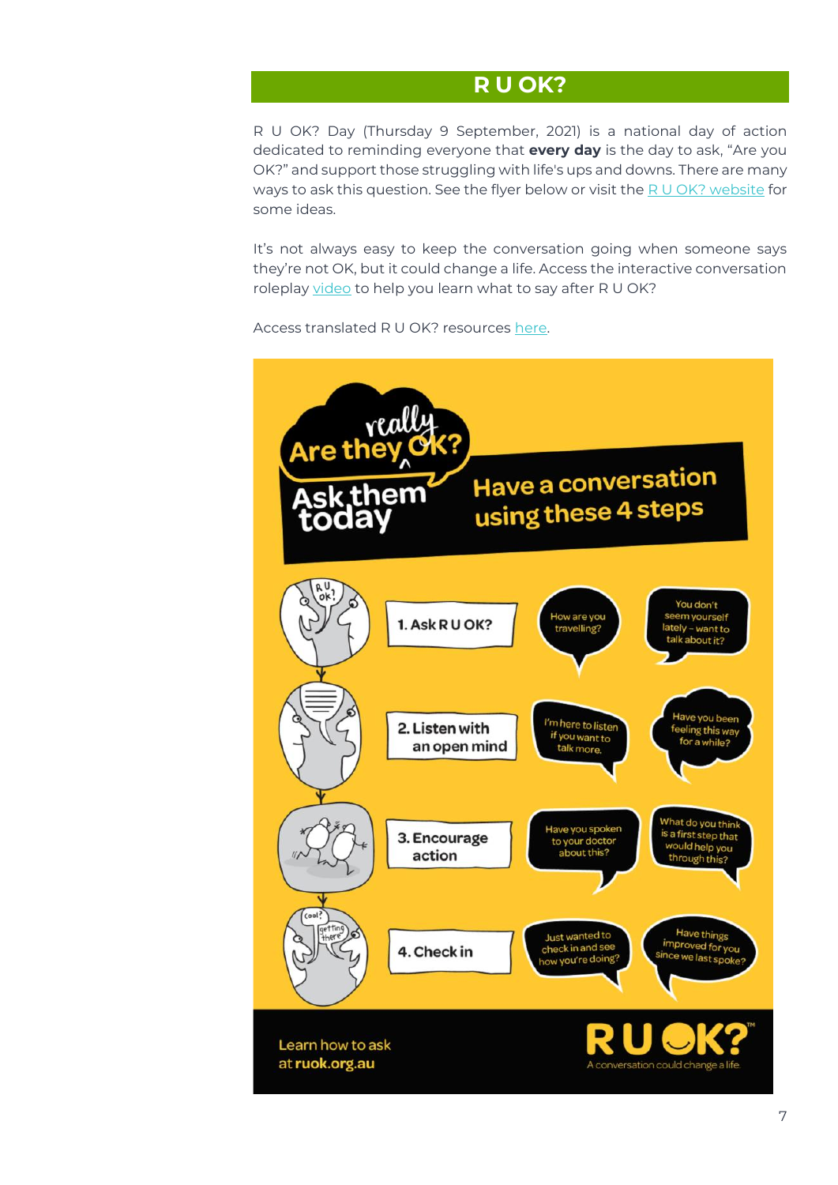# R U OK?

R U OK? Day (Thursday 9 September, 2021) is a national day of action dedicated to reminding everyone that **every day** is the day to ask, "Are you OK?" and support those struggling with life's ups and downs. There are many ways to ask this question. See the flyer below or visit the R U OK? website for some ideas.

It's not always easy to keep the conversation going when someone says they're not OK, but it could change a life. Access the interactive conversation roleplay video to help you learn what to say after R U OK?

Access translated R U OK? resources here.

Are they really OK? Ask them today

Have a conversation using these 4 steps

1. Ask R U OK?
   - How are you travelling?
   - You don't seem yourself lately – want to talk about it?

2. Listen with an open mind
   - I'm here to listen if you want to talk more.
   - Have you been feeling this way for a while?

3. Encourage action
   - Have you spoken to your doctor about this?
   - What do you think is a first step that would help you through this?

4. Check in
   - Just wanted to check in and see how you're doing?
   - Have things improved for you since we last spoke?

Learn how to ask at **ruok.org.au**

R U OK? A conversation could change a life.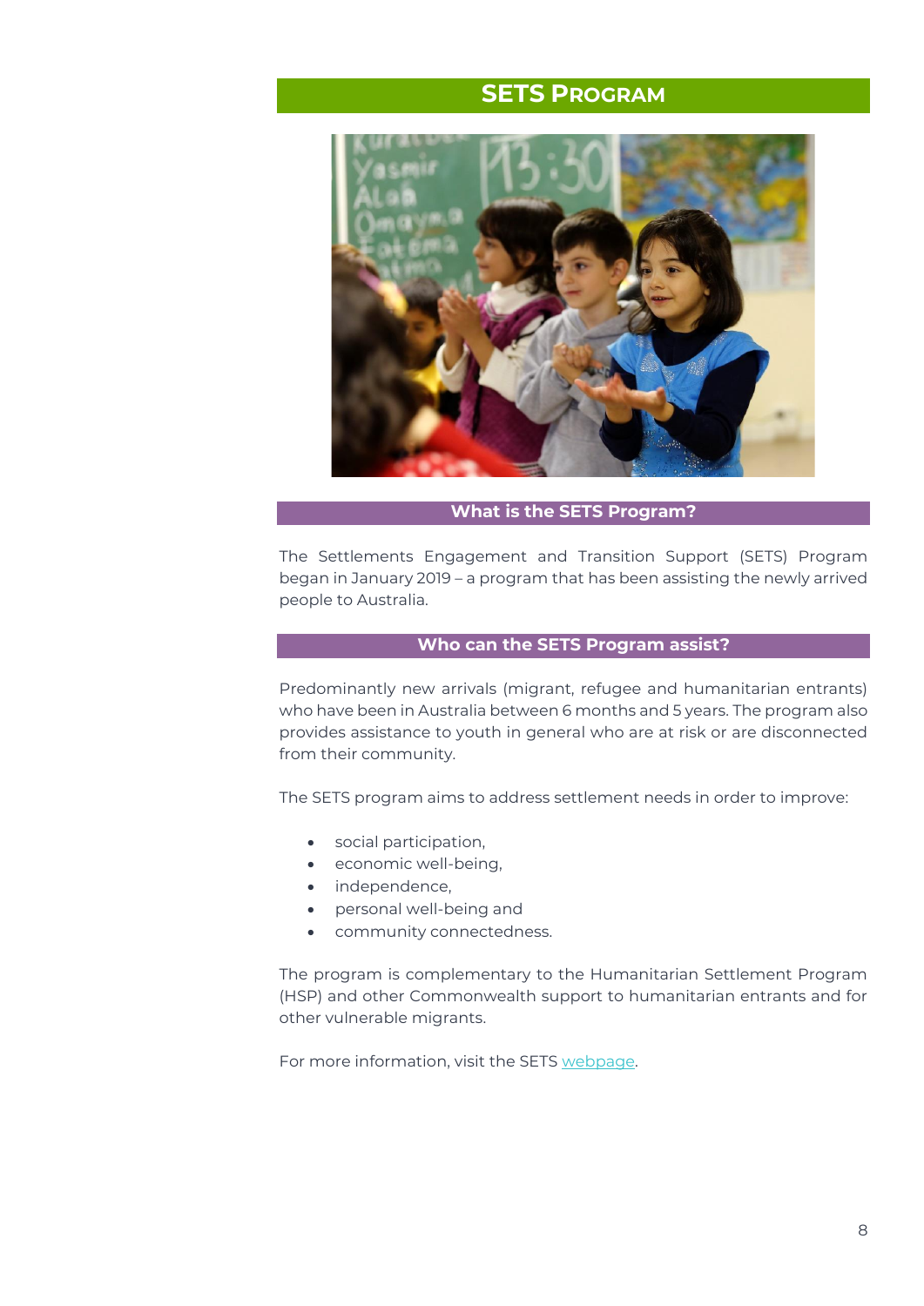# SETS Program

## What is the SETS Program?

The Settlements Engagement and Transition Support (SETS) Program began in January 2019 – a program that has been assisting the newly arrived people to Australia.

## Who can the SETS Program assist?

Predominantly new arrivals (migrant, refugee and humanitarian entrants) who have been in Australia between 6 months and 5 years. The program also provides assistance to youth in general who are at risk or are disconnected from their community.

The SETS program aims to address settlement needs in order to improve:

- social participation,
- economic well-being,
- independence,
- personal well-being and
- community connectedness.

The program is complementary to the Humanitarian Settlement Program (HSP) and other Commonwealth support to humanitarian entrants and for other vulnerable migrants.

For more information, visit the SETS webpage.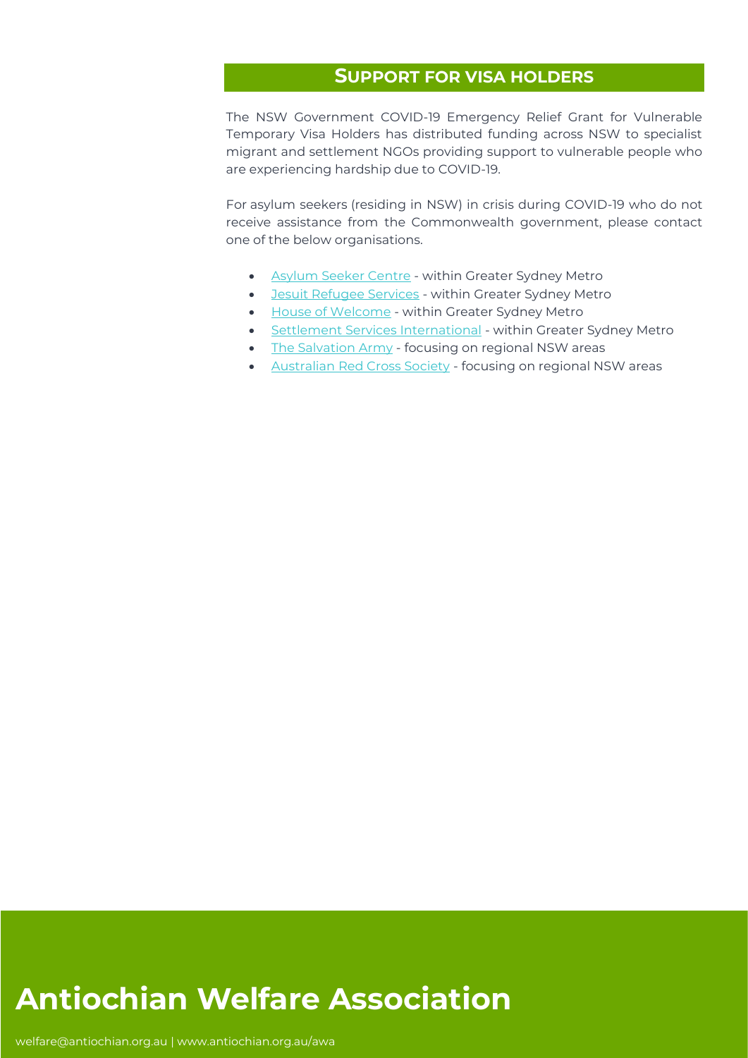## Support for Visa Holders

The NSW Government COVID-19 Emergency Relief Grant for Vulnerable Temporary Visa Holders has distributed funding across NSW to specialist migrant and settlement NGOs providing support to vulnerable people who are experiencing hardship due to COVID-19.

For asylum seekers (residing in NSW) in crisis during COVID-19 who do not receive assistance from the Commonwealth government, please contact one of the below organisations.

- Asylum Seeker Centre - within Greater Sydney Metro
- Jesuit Refugee Services - within Greater Sydney Metro
- House of Welcome - within Greater Sydney Metro
- Settlement Services International - within Greater Sydney Metro
- The Salvation Army - focusing on regional NSW areas
- Australian Red Cross Society - focusing on regional NSW areas

**Antiochian Welfare Association**

welfare@antiochian.org.au | www.antiochian.org.au/awa